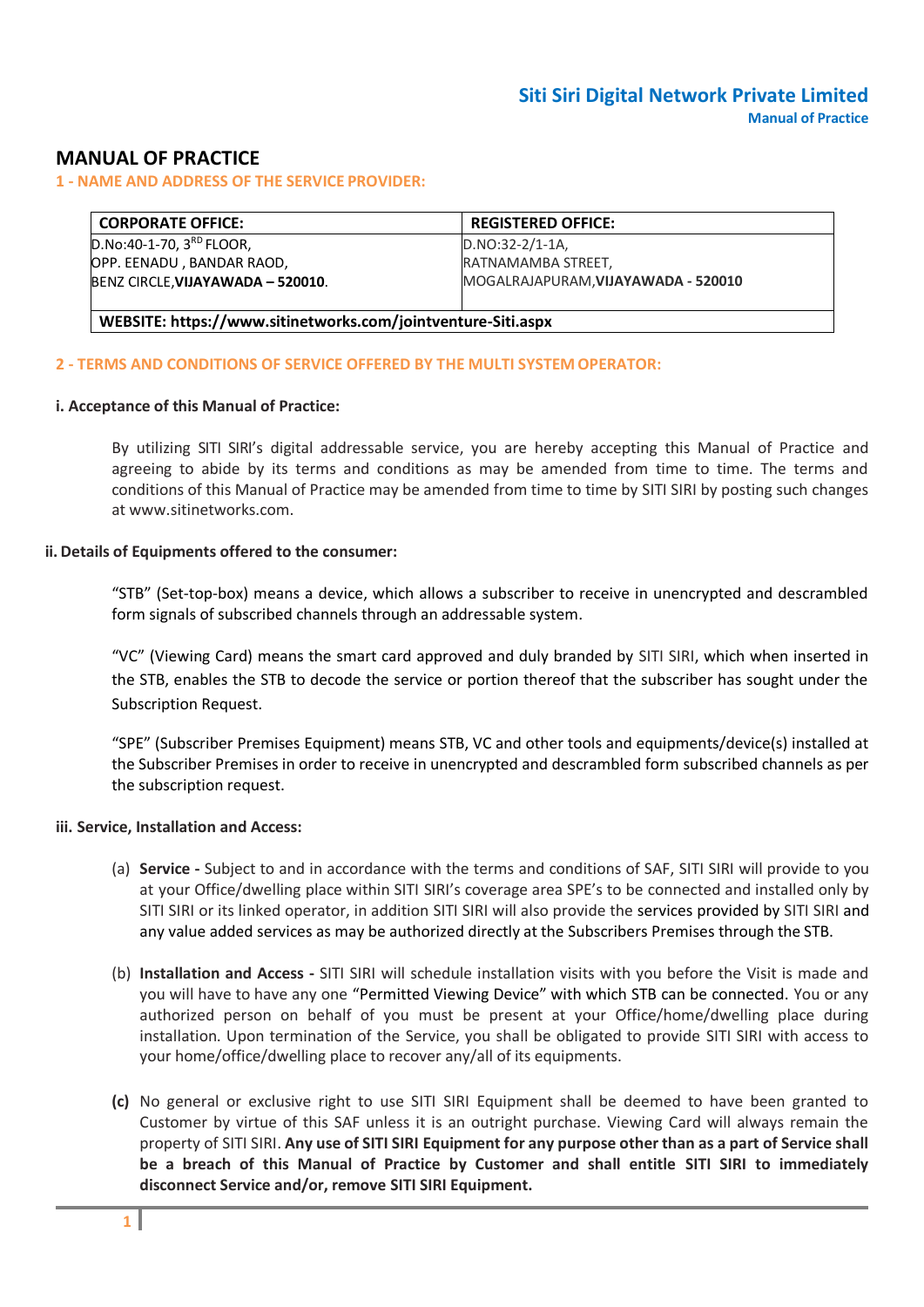# MANUAL OF PRACTICE

## 1 - NAME AND ADDRESS OF THE SERVICE PROVIDER:

| CORPORATE OFFICE: | REGISTERED OFFICE: |
|---|---|
| D.No:40-1-70, 3RD FLOOR,<br>OPP. EENADU , BANDAR RAOD,<br>BENZ CIRCLE,**VIJAYAWADA – 520010**. | D.NO:32-2/1-1A,<br>RATNAMAMBA STREET,<br>MOGALRAJAPURAM,**VIJAYAWADA - 520010** |
| **WEBSITE: https://www.sitinetworks.com/jointventure-Siti.aspx** | |

## 2 - TERMS AND CONDITIONS OF SERVICE OFFERED BY THE MULTI SYSTEM OPERATOR:

### i. Acceptance of this Manual of Practice:

By utilizing SITI SIRI's digital addressable service, you are hereby accepting this Manual of Practice and agreeing to abide by its terms and conditions as may be amended from time to time. The terms and conditions of this Manual of Practice may be amended from time to time by SITI SIRI by posting such changes at www.sitinetworks.com.

### ii. Details of Equipments offered to the consumer:

"STB" (Set-top-box) means a device, which allows a subscriber to receive in unencrypted and descrambled form signals of subscribed channels through an addressable system.

"VC" (Viewing Card) means the smart card approved and duly branded by SITI SIRI, which when inserted in the STB, enables the STB to decode the service or portion thereof that the subscriber has sought under the Subscription Request.

"SPE" (Subscriber Premises Equipment) means STB, VC and other tools and equipments/device(s) installed at the Subscriber Premises in order to receive in unencrypted and descrambled form subscribed channels as per the subscription request.

### iii. Service, Installation and Access:

(a) **Service -** Subject to and in accordance with the terms and conditions of SAF, SITI SIRI will provide to you at your Office/dwelling place within SITI SIRI's coverage area SPE's to be connected and installed only by SITI SIRI or its linked operator, in addition SITI SIRI will also provide the services provided by SITI SIRI and any value added services as may be authorized directly at the Subscribers Premises through the STB.

(b) **Installation and Access -** SITI SIRI will schedule installation visits with you before the Visit is made and you will have to have any one "Permitted Viewing Device" with which STB can be connected. You or any authorized person on behalf of you must be present at your Office/home/dwelling place during installation. Upon termination of the Service, you shall be obligated to provide SITI SIRI with access to your home/office/dwelling place to recover any/all of its equipments.

**(c)** No general or exclusive right to use SITI SIRI Equipment shall be deemed to have been granted to Customer by virtue of this SAF unless it is an outright purchase. Viewing Card will always remain the property of SITI SIRI. **Any use of SITI SIRI Equipment for any purpose other than as a part of Service shall be a breach of this Manual of Practice by Customer and shall entitle SITI SIRI to immediately disconnect Service and/or, remove SITI SIRI Equipment.**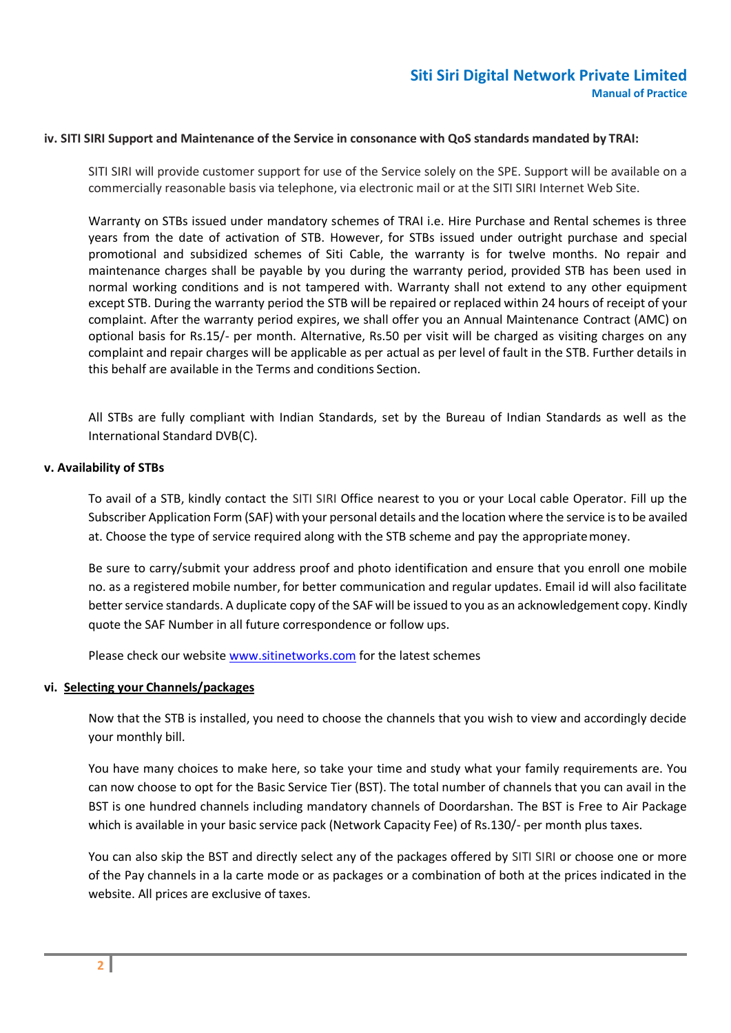#### iv. SITI SIRI Support and Maintenance of the Service in consonance with QoS standards mandated by TRAI:

SITI SIRI will provide customer support for use of the Service solely on the SPE. Support will be available on a commercially reasonable basis via telephone, via electronic mail or at the SITI SIRI Internet Web Site.

Warranty on STBs issued under mandatory schemes of TRAI i.e. Hire Purchase and Rental schemes is three years from the date of activation of STB. However, for STBs issued under outright purchase and special promotional and subsidized schemes of Siti Cable, the warranty is for twelve months. No repair and maintenance charges shall be payable by you during the warranty period, provided STB has been used in normal working conditions and is not tampered with. Warranty shall not extend to any other equipment except STB. During the warranty period the STB will be repaired or replaced within 24 hours of receipt of your complaint. After the warranty period expires, we shall offer you an Annual Maintenance Contract (AMC) on optional basis for Rs.15/- per month. Alternative, Rs.50 per visit will be charged as visiting charges on any complaint and repair charges will be applicable as per actual as per level of fault in the STB. Further details in this behalf are available in the Terms and conditions Section.

All STBs are fully compliant with Indian Standards, set by the Bureau of Indian Standards as well as the International Standard DVB(C).

#### v. Availability of STBs

To avail of a STB, kindly contact the SITI SIRI Office nearest to you or your Local cable Operator. Fill up the Subscriber Application Form (SAF) with your personal details and the location where the service is to be availed at. Choose the type of service required along with the STB scheme and pay the appropriate money.

Be sure to carry/submit your address proof and photo identification and ensure that you enroll one mobile no. as a registered mobile number, for better communication and regular updates. Email id will also facilitate better service standards. A duplicate copy of the SAF will be issued to you as an acknowledgement copy. Kindly quote the SAF Number in all future correspondence or follow ups.

Please check our website www.sitinetworks.com for the latest schemes

#### vi. Selecting your Channels/packages

Now that the STB is installed, you need to choose the channels that you wish to view and accordingly decide your monthly bill.

You have many choices to make here, so take your time and study what your family requirements are. You can now choose to opt for the Basic Service Tier (BST). The total number of channels that you can avail in the BST is one hundred channels including mandatory channels of Doordarshan. The BST is Free to Air Package which is available in your basic service pack (Network Capacity Fee) of Rs.130/- per month plus taxes.

You can also skip the BST and directly select any of the packages offered by SITI SIRI or choose one or more of the Pay channels in a la carte mode or as packages or a combination of both at the prices indicated in the website. All prices are exclusive of taxes.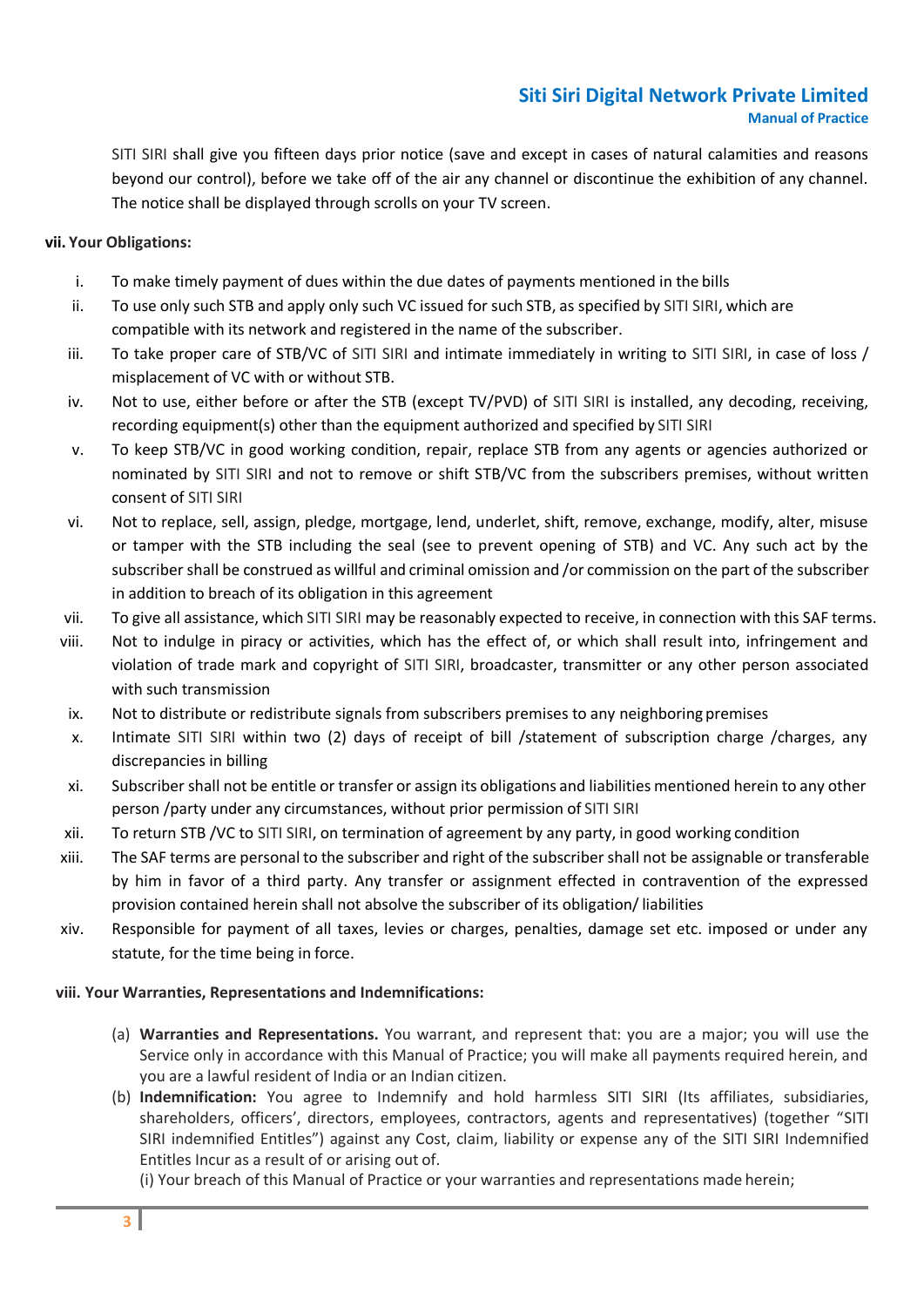SITI SIRI shall give you fifteen days prior notice (save and except in cases of natural calamities and reasons beyond our control), before we take off of the air any channel or discontinue the exhibition of any channel. The notice shall be displayed through scrolls on your TV screen.

**vii. Your Obligations:**

i. To make timely payment of dues within the due dates of payments mentioned in the bills

ii. To use only such STB and apply only such VC issued for such STB, as specified by SITI SIRI, which are compatible with its network and registered in the name of the subscriber.

iii. To take proper care of STB/VC of SITI SIRI and intimate immediately in writing to SITI SIRI, in case of loss / misplacement of VC with or without STB.

iv. Not to use, either before or after the STB (except TV/PVD) of SITI SIRI is installed, any decoding, receiving, recording equipment(s) other than the equipment authorized and specified by SITI SIRI

v. To keep STB/VC in good working condition, repair, replace STB from any agents or agencies authorized or nominated by SITI SIRI and not to remove or shift STB/VC from the subscribers premises, without written consent of SITI SIRI

vi. Not to replace, sell, assign, pledge, mortgage, lend, underlet, shift, remove, exchange, modify, alter, misuse or tamper with the STB including the seal (see to prevent opening of STB) and VC. Any such act by the subscriber shall be construed as willful and criminal omission and /or commission on the part of the subscriber in addition to breach of its obligation in this agreement

vii. To give all assistance, which SITI SIRI may be reasonably expected to receive, in connection with this SAF terms.

viii. Not to indulge in piracy or activities, which has the effect of, or which shall result into, infringement and violation of trade mark and copyright of SITI SIRI, broadcaster, transmitter or any other person associated with such transmission

ix. Not to distribute or redistribute signals from subscribers premises to any neighboring premises

x. Intimate SITI SIRI within two (2) days of receipt of bill /statement of subscription charge /charges, any discrepancies in billing

xi. Subscriber shall not be entitle or transfer or assign its obligations and liabilities mentioned herein to any other person /party under any circumstances, without prior permission of SITI SIRI

xii. To return STB /VC to SITI SIRI, on termination of agreement by any party, in good working condition

xiii. The SAF terms are personal to the subscriber and right of the subscriber shall not be assignable or transferable by him in favor of a third party. Any transfer or assignment effected in contravention of the expressed provision contained herein shall not absolve the subscriber of its obligation/ liabilities

xiv. Responsible for payment of all taxes, levies or charges, penalties, damage set etc. imposed or under any statute, for the time being in force.

**viii. Your Warranties, Representations and Indemnifications:**

(a) **Warranties and Representations.** You warrant, and represent that: you are a major; you will use the Service only in accordance with this Manual of Practice; you will make all payments required herein, and you are a lawful resident of India or an Indian citizen.

(b) **Indemnification:** You agree to Indemnify and hold harmless SITI SIRI (Its affiliates, subsidiaries, shareholders, officers', directors, employees, contractors, agents and representatives) (together "SITI SIRI indemnified Entitles") against any Cost, claim, liability or expense any of the SITI SIRI Indemnified Entitles Incur as a result of or arising out of.

(i) Your breach of this Manual of Practice or your warranties and representations made herein;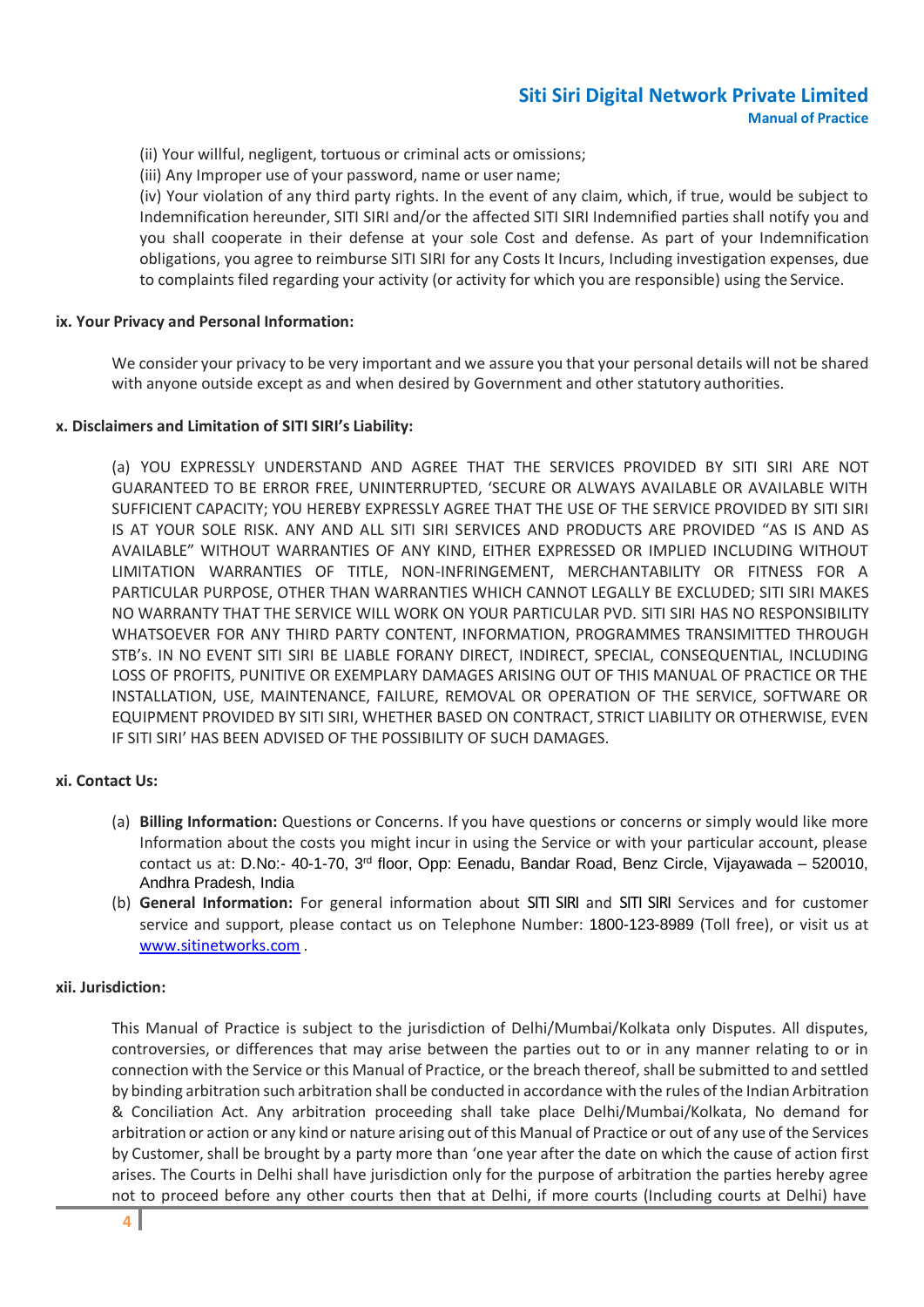(ii) Your willful, negligent, tortuous or criminal acts or omissions;
(iii) Any Improper use of your password, name or user name;
(iv) Your violation of any third party rights. In the event of any claim, which, if true, would be subject to Indemnification hereunder, SITI SIRI and/or the affected SITI SIRI Indemnified parties shall notify you and you shall cooperate in their defense at your sole Cost and defense. As part of your Indemnification obligations, you agree to reimburse SITI SIRI for any Costs It Incurs, Including investigation expenses, due to complaints filed regarding your activity (or activity for which you are responsible) using the Service.

**ix. Your Privacy and Personal Information:**

We consider your privacy to be very important and we assure you that your personal details will not be shared with anyone outside except as and when desired by Government and other statutory authorities.

**x. Disclaimers and Limitation of SITI SIRI's Liability:**

(a) YOU EXPRESSLY UNDERSTAND AND AGREE THAT THE SERVICES PROVIDED BY SITI SIRI ARE NOT GUARANTEED TO BE ERROR FREE, UNINTERRUPTED, 'SECURE OR ALWAYS AVAILABLE OR AVAILABLE WITH SUFFICIENT CAPACITY; YOU HEREBY EXPRESSLY AGREE THAT THE USE OF THE SERVICE PROVIDED BY SITI SIRI IS AT YOUR SOLE RISK. ANY AND ALL SITI SIRI SERVICES AND PRODUCTS ARE PROVIDED "AS IS AND AS AVAILABLE" WITHOUT WARRANTIES OF ANY KIND, EITHER EXPRESSED OR IMPLIED INCLUDING WITHOUT LIMITATION WARRANTIES OF TITLE, NON-INFRINGEMENT, MERCHANTABILITY OR FITNESS FOR A PARTICULAR PURPOSE, OTHER THAN WARRANTIES WHICH CANNOT LEGALLY BE EXCLUDED; SITI SIRI MAKES NO WARRANTY THAT THE SERVICE WILL WORK ON YOUR PARTICULAR PVD. SITI SIRI HAS NO RESPONSIBILITY WHATSOEVER FOR ANY THIRD PARTY CONTENT, INFORMATION, PROGRAMMES TRANSIMITTED THROUGH STB's. IN NO EVENT SITI SIRI BE LIABLE FORANY DIRECT, INDIRECT, SPECIAL, CONSEQUENTIAL, INCLUDING LOSS OF PROFITS, PUNITIVE OR EXEMPLARY DAMAGES ARISING OUT OF THIS MANUAL OF PRACTICE OR THE INSTALLATION, USE, MAINTENANCE, FAILURE, REMOVAL OR OPERATION OF THE SERVICE, SOFTWARE OR EQUIPMENT PROVIDED BY SITI SIRI, WHETHER BASED ON CONTRACT, STRICT LIABILITY OR OTHERWISE, EVEN IF SITI SIRI' HAS BEEN ADVISED OF THE POSSIBILITY OF SUCH DAMAGES.

**xi. Contact Us:**

(a) **Billing Information:** Questions or Concerns. If you have questions or concerns or simply would like more Information about the costs you might incur in using the Service or with your particular account, please contact us at: D.No:- 40-1-70, 3rd floor, Opp: Eenadu, Bandar Road, Benz Circle, Vijayawada – 520010, Andhra Pradesh, India
(b) **General Information:** For general information about SITI SIRI and SITI SIRI Services and for customer service and support, please contact us on Telephone Number: 1800-123-8989 (Toll free), or visit us at www.sitinetworks.com .

**xii. Jurisdiction:**

This Manual of Practice is subject to the jurisdiction of Delhi/Mumbai/Kolkata only Disputes. All disputes, controversies, or differences that may arise between the parties out to or in any manner relating to or in connection with the Service or this Manual of Practice, or the breach thereof, shall be submitted to and settled by binding arbitration such arbitration shall be conducted in accordance with the rules of the Indian Arbitration & Conciliation Act. Any arbitration proceeding shall take place Delhi/Mumbai/Kolkata, No demand for arbitration or action or any kind or nature arising out of this Manual of Practice or out of any use of the Services by Customer, shall be brought by a party more than 'one year after the date on which the cause of action first arises. The Courts in Delhi shall have jurisdiction only for the purpose of arbitration the parties hereby agree not to proceed before any other courts then that at Delhi, if more courts (Including courts at Delhi) have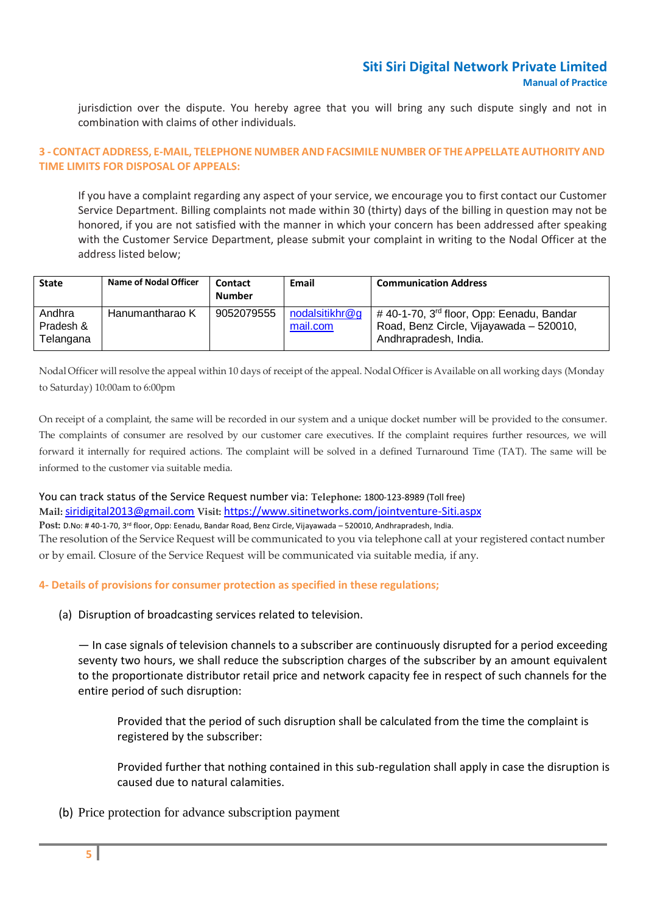jurisdiction over the dispute. You hereby agree that you will bring any such dispute singly and not in combination with claims of other individuals.

## 3 - CONTACT ADDRESS, E-MAIL, TELEPHONE NUMBER AND FACSIMILE NUMBER OF THE APPELLATE AUTHORITY AND TIME LIMITS FOR DISPOSAL OF APPEALS:

If you have a complaint regarding any aspect of your service, we encourage you to first contact our Customer Service Department. Billing complaints not made within 30 (thirty) days of the billing in question may not be honored, if you are not satisfied with the manner in which your concern has been addressed after speaking with the Customer Service Department, please submit your complaint in writing to the Nodal Officer at the address listed below;

| State | Name of Nodal Officer | Contact Number | Email | Communication Address |
|---|---|---|---|---|
| Andhra Pradesh & Telangana | Hanumantharao K | 9052079555 | nodalsitikhr@gmail.com | # 40-1-70, 3rd floor, Opp: Eenadu, Bandar Road, Benz Circle, Vijayawada – 520010, Andhrapradesh, India. |

Nodal Officer will resolve the appeal within 10 days of receipt of the appeal. Nodal Officer is Available on all working days (Monday to Saturday) 10:00am to 6:00pm

On receipt of a complaint, the same will be recorded in our system and a unique docket number will be provided to the consumer. The complaints of consumer are resolved by our customer care executives. If the complaint requires further resources, we will forward it internally for required actions. The complaint will be solved in a defined Turnaround Time (TAT). The same will be informed to the customer via suitable media.

You can track status of the Service Request number via: **Telephone:** 1800-123-8989 (Toll free)
**Mail:** siridigital2013@gmail.com **Visit:** https://www.sitinetworks.com/jointventure-Siti.aspx
**Post:** D.No: # 40-1-70, 3rd floor, Opp: Eenadu, Bandar Road, Benz Circle, Vijayawada – 520010, Andhrapradesh, India.
The resolution of the Service Request will be communicated to you via telephone call at your registered contact number or by email. Closure of the Service Request will be communicated via suitable media, if any.

## 4- Details of provisions for consumer protection as specified in these regulations;

(a) Disruption of broadcasting services related to television.

— In case signals of television channels to a subscriber are continuously disrupted for a period exceeding seventy two hours, we shall reduce the subscription charges of the subscriber by an amount equivalent to the proportionate distributor retail price and network capacity fee in respect of such channels for the entire period of such disruption:

Provided that the period of such disruption shall be calculated from the time the complaint is registered by the subscriber:

Provided further that nothing contained in this sub-regulation shall apply in case the disruption is caused due to natural calamities.

(b) Price protection for advance subscription payment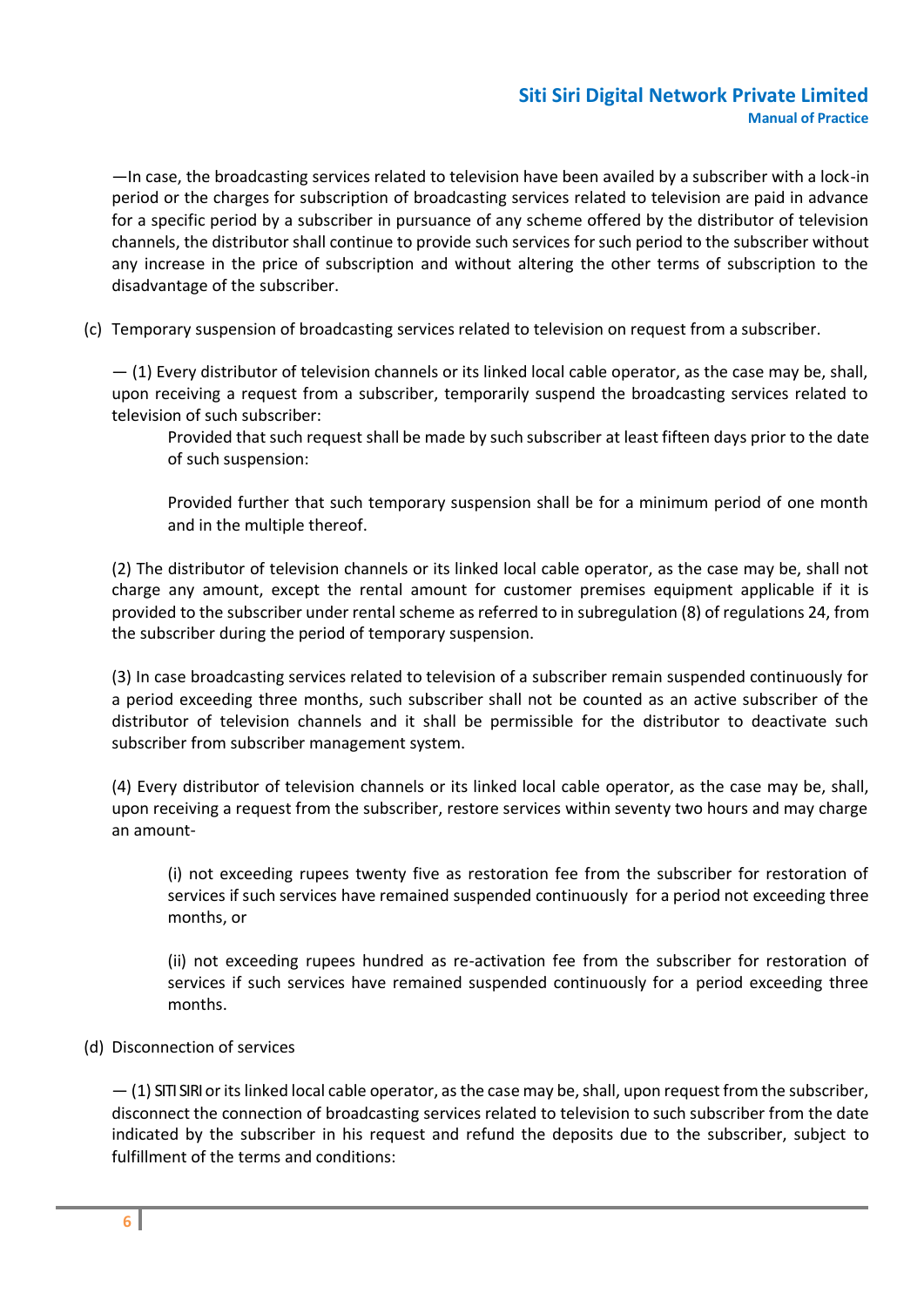—In case, the broadcasting services related to television have been availed by a subscriber with a lock-in period or the charges for subscription of broadcasting services related to television are paid in advance for a specific period by a subscriber in pursuance of any scheme offered by the distributor of television channels, the distributor shall continue to provide such services for such period to the subscriber without any increase in the price of subscription and without altering the other terms of subscription to the disadvantage of the subscriber.

(c) Temporary suspension of broadcasting services related to television on request from a subscriber.

— (1) Every distributor of television channels or its linked local cable operator, as the case may be, shall, upon receiving a request from a subscriber, temporarily suspend the broadcasting services related to television of such subscriber:

> Provided that such request shall be made by such subscriber at least fifteen days prior to the date of such suspension:
>
> Provided further that such temporary suspension shall be for a minimum period of one month and in the multiple thereof.

(2) The distributor of television channels or its linked local cable operator, as the case may be, shall not charge any amount, except the rental amount for customer premises equipment applicable if it is provided to the subscriber under rental scheme as referred to in subregulation (8) of regulations 24, from the subscriber during the period of temporary suspension.

(3) In case broadcasting services related to television of a subscriber remain suspended continuously for a period exceeding three months, such subscriber shall not be counted as an active subscriber of the distributor of television channels and it shall be permissible for the distributor to deactivate such subscriber from subscriber management system.

(4) Every distributor of television channels or its linked local cable operator, as the case may be, shall, upon receiving a request from the subscriber, restore services within seventy two hours and may charge an amount-

> (i) not exceeding rupees twenty five as restoration fee from the subscriber for restoration of services if such services have remained suspended continuously for a period not exceeding three months, or
>
> (ii) not exceeding rupees hundred as re-activation fee from the subscriber for restoration of services if such services have remained suspended continuously for a period exceeding three months.

(d) Disconnection of services

— (1) SITI SIRI or its linked local cable operator, as the case may be, shall, upon request from the subscriber, disconnect the connection of broadcasting services related to television to such subscriber from the date indicated by the subscriber in his request and refund the deposits due to the subscriber, subject to fulfillment of the terms and conditions: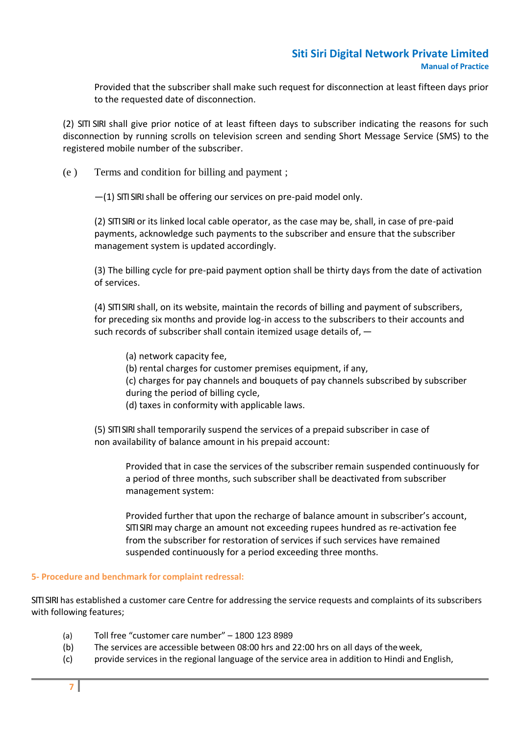Provided that the subscriber shall make such request for disconnection at least fifteen days prior to the requested date of disconnection.

(2) SITI SIRI shall give prior notice of at least fifteen days to subscriber indicating the reasons for such disconnection by running scrolls on television screen and sending Short Message Service (SMS) to the registered mobile number of the subscriber.

(e ) Terms and condition for billing and payment ;

—(1) SITI SIRI shall be offering our services on pre-paid model only.

(2) SITI SIRI or its linked local cable operator, as the case may be, shall, in case of pre-paid payments, acknowledge such payments to the subscriber and ensure that the subscriber management system is updated accordingly.

(3) The billing cycle for pre-paid payment option shall be thirty days from the date of activation of services.

(4) SITI SIRI shall, on its website, maintain the records of billing and payment of subscribers, for preceding six months and provide log-in access to the subscribers to their accounts and such records of subscriber shall contain itemized usage details of, —

(a) network capacity fee,
(b) rental charges for customer premises equipment, if any,
(c) charges for pay channels and bouquets of pay channels subscribed by subscriber during the period of billing cycle,
(d) taxes in conformity with applicable laws.

(5) SITI SIRI shall temporarily suspend the services of a prepaid subscriber in case of non availability of balance amount in his prepaid account:

Provided that in case the services of the subscriber remain suspended continuously for a period of three months, such subscriber shall be deactivated from subscriber management system:

Provided further that upon the recharge of balance amount in subscriber's account, SITI SIRI may charge an amount not exceeding rupees hundred as re-activation fee from the subscriber for restoration of services if such services have remained suspended continuously for a period exceeding three months.

### 5- Procedure and benchmark for complaint redressal:

SITI SIRI has established a customer care Centre for addressing the service requests and complaints of its subscribers with following features;

(a) Toll free "customer care number" – 1800 123 8989
(b) The services are accessible between 08:00 hrs and 22:00 hrs on all days of the week,
(c) provide services in the regional language of the service area in addition to Hindi and English,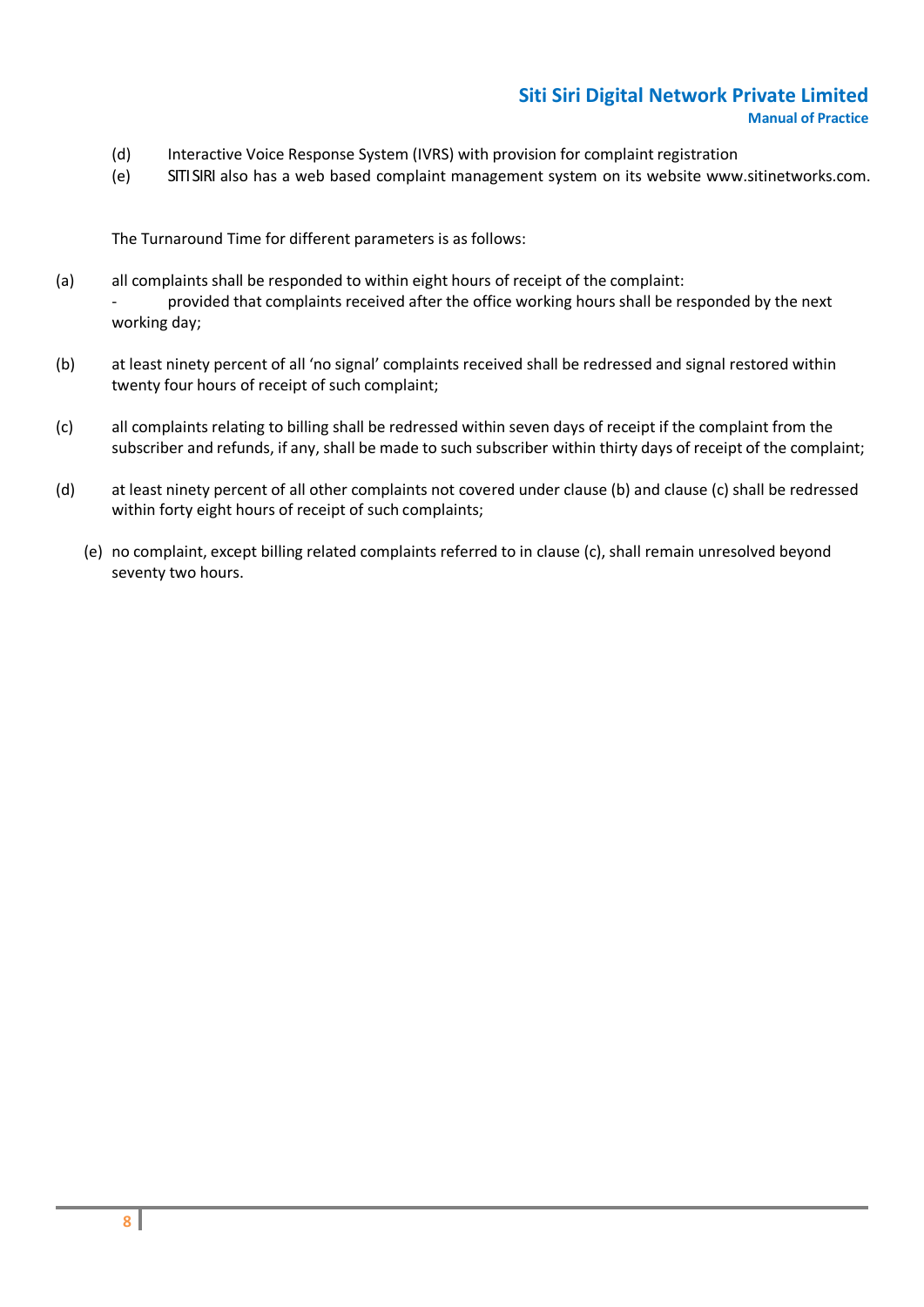(d) Interactive Voice Response System (IVRS) with provision for complaint registration

(e) SITI SIRI also has a web based complaint management system on its website www.sitinetworks.com.

The Turnaround Time for different parameters is as follows:

(a) all complaints shall be responded to within eight hours of receipt of the complaint:
- provided that complaints received after the office working hours shall be responded by the next working day;

(b) at least ninety percent of all 'no signal' complaints received shall be redressed and signal restored within twenty four hours of receipt of such complaint;

(c) all complaints relating to billing shall be redressed within seven days of receipt if the complaint from the subscriber and refunds, if any, shall be made to such subscriber within thirty days of receipt of the complaint;

(d) at least ninety percent of all other complaints not covered under clause (b) and clause (c) shall be redressed within forty eight hours of receipt of such complaints;

(e) no complaint, except billing related complaints referred to in clause (c), shall remain unresolved beyond seventy two hours.